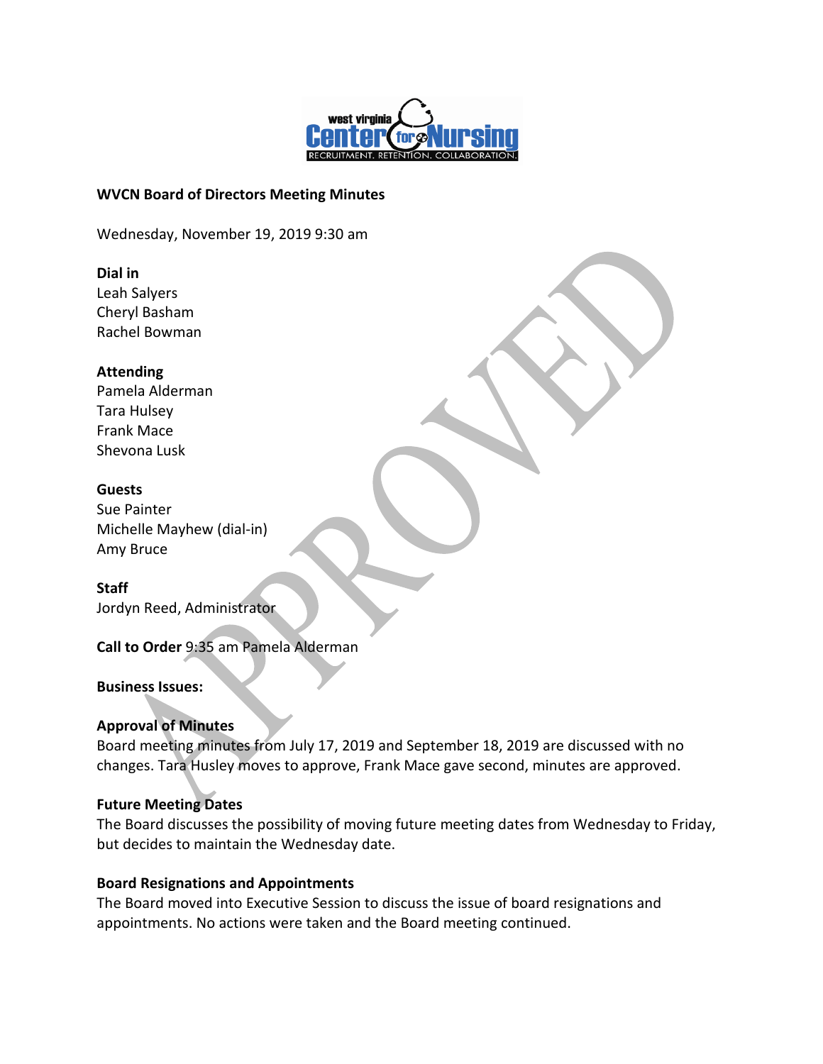**WVCN Board of Directors Meeting Minutes**

Wednesday, November 19, 2019 9:30 am

**Dial in**
Leah Salyers
Cheryl Basham
Rachel Bowman

**Attending**
Pamela Alderman
Tara Hulsey
Frank Mace
Shevona Lusk

**Guests**
Sue Painter
Michelle Mayhew (dial-in)
Amy Bruce

**Staff**
Jordyn Reed, Administrator

**Call to Order** 9:35 am Pamela Alderman

**Business Issues:**

**Approval of Minutes**
Board meeting minutes from July 17, 2019 and September 18, 2019 are discussed with no changes. Tara Husley moves to approve, Frank Mace gave second, minutes are approved.

**Future Meeting Dates**
The Board discusses the possibility of moving future meeting dates from Wednesday to Friday, but decides to maintain the Wednesday date.

**Board Resignations and Appointments**
The Board moved into Executive Session to discuss the issue of board resignations and appointments. No actions were taken and the Board meeting continued.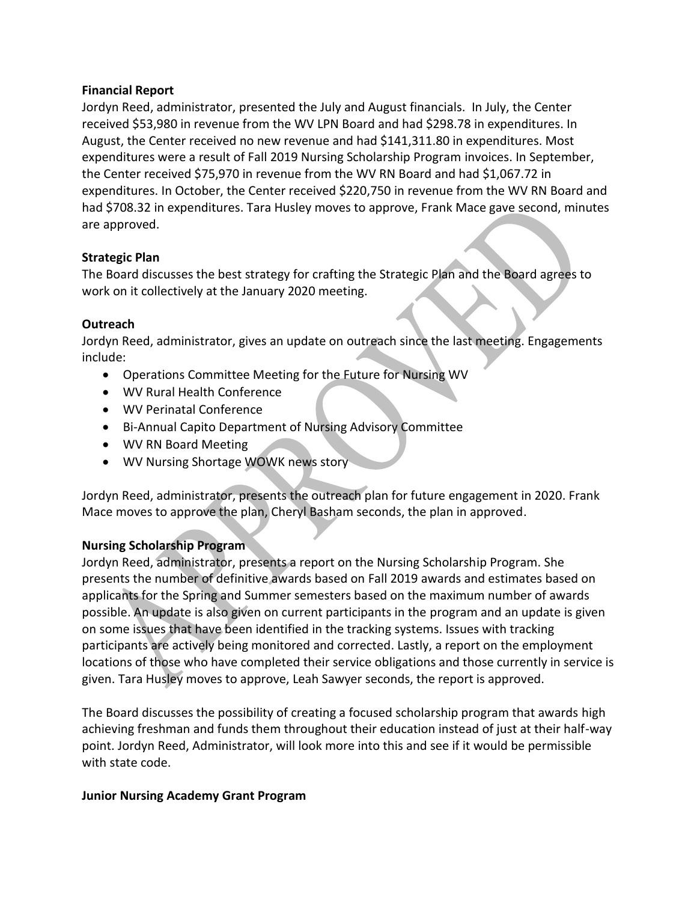**Financial Report**

Jordyn Reed, administrator, presented the July and August financials. In July, the Center received $53,980 in revenue from the WV LPN Board and had $298.78 in expenditures. In August, the Center received no new revenue and had $141,311.80 in expenditures. Most expenditures were a result of Fall 2019 Nursing Scholarship Program invoices. In September, the Center received $75,970 in revenue from the WV RN Board and had $1,067.72 in expenditures. In October, the Center received $220,750 in revenue from the WV RN Board and had $708.32 in expenditures. Tara Husley moves to approve, Frank Mace gave second, minutes are approved.

**Strategic Plan**

The Board discusses the best strategy for crafting the Strategic Plan and the Board agrees to work on it collectively at the January 2020 meeting.

**Outreach**

Jordyn Reed, administrator, gives an update on outreach since the last meeting. Engagements include:

- Operations Committee Meeting for the Future for Nursing WV
- WV Rural Health Conference
- WV Perinatal Conference
- Bi-Annual Capito Department of Nursing Advisory Committee
- WV RN Board Meeting
- WV Nursing Shortage WOWK news story

Jordyn Reed, administrator, presents the outreach plan for future engagement in 2020. Frank Mace moves to approve the plan, Cheryl Basham seconds, the plan in approved.

**Nursing Scholarship Program**

Jordyn Reed, administrator, presents a report on the Nursing Scholarship Program. She presents the number of definitive awards based on Fall 2019 awards and estimates based on applicants for the Spring and Summer semesters based on the maximum number of awards possible. An update is also given on current participants in the program and an update is given on some issues that have been identified in the tracking systems. Issues with tracking participants are actively being monitored and corrected. Lastly, a report on the employment locations of those who have completed their service obligations and those currently in service is given. Tara Husley moves to approve, Leah Sawyer seconds, the report is approved.

The Board discusses the possibility of creating a focused scholarship program that awards high achieving freshman and funds them throughout their education instead of just at their half-way point. Jordyn Reed, Administrator, will look more into this and see if it would be permissible with state code.

**Junior Nursing Academy Grant Program**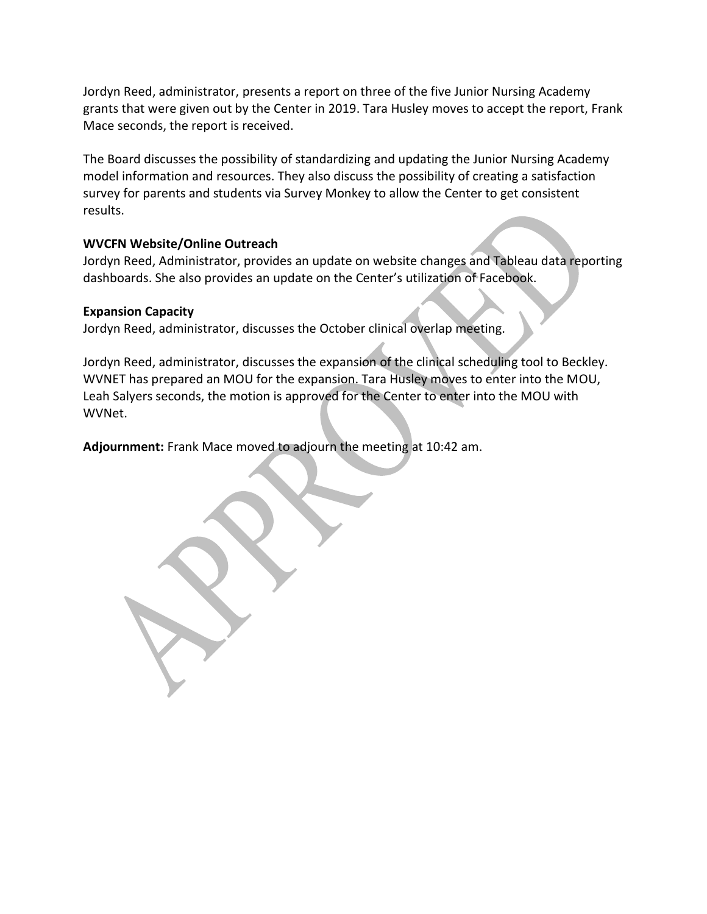Jordyn Reed, administrator, presents a report on three of the five Junior Nursing Academy grants that were given out by the Center in 2019. Tara Husley moves to accept the report, Frank Mace seconds, the report is received.

The Board discusses the possibility of standardizing and updating the Junior Nursing Academy model information and resources. They also discuss the possibility of creating a satisfaction survey for parents and students via Survey Monkey to allow the Center to get consistent results.

**WVCFN Website/Online Outreach**
Jordyn Reed, Administrator, provides an update on website changes and Tableau data reporting dashboards. She also provides an update on the Center's utilization of Facebook.

**Expansion Capacity**
Jordyn Reed, administrator, discusses the October clinical overlap meeting.

Jordyn Reed, administrator, discusses the expansion of the clinical scheduling tool to Beckley. WVNET has prepared an MOU for the expansion. Tara Husley moves to enter into the MOU, Leah Salyers seconds, the motion is approved for the Center to enter into the MOU with WVNet.

**Adjournment:** Frank Mace moved to adjourn the meeting at 10:42 am.